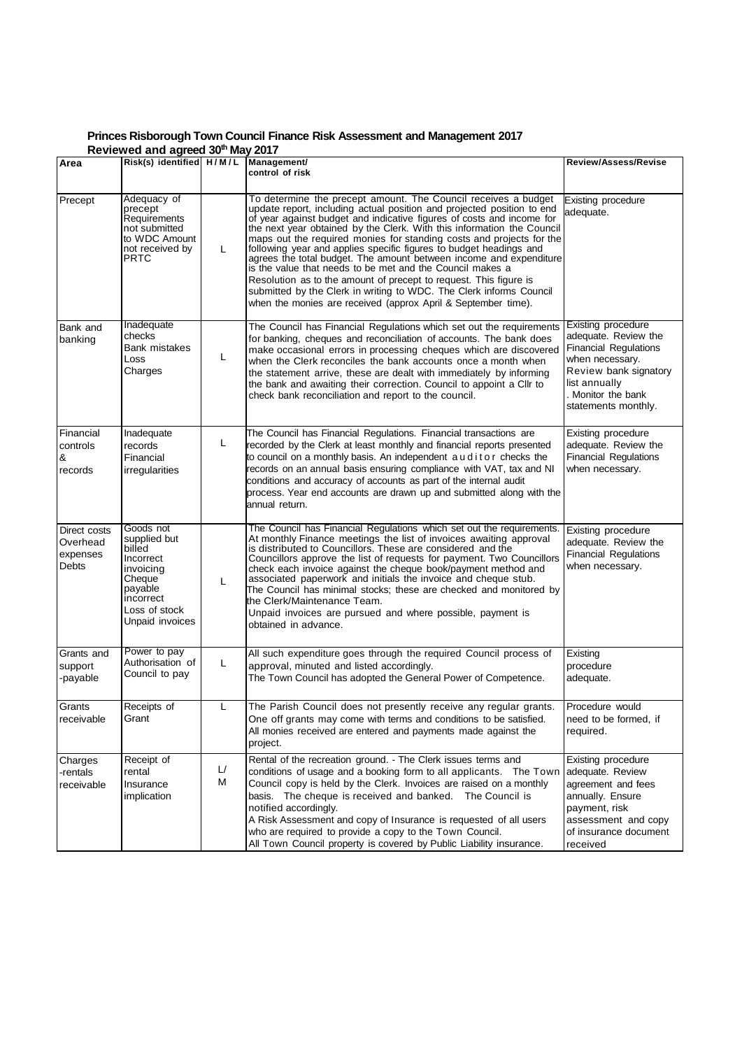**Princes Risborough Town Council Finance Risk Assessment and Management 2017**
**Reviewed and agreed 30th May 2017**

| Area | Risk(s) identified | H/M/L | Management/ control of risk | Review/Assess/Revise |
|---|---|---|---|---|
| Precept | Adequacy of precept Requirements not submitted to WDC Amount not received by PRTC | L | To determine the precept amount. The Council receives a budget update report, including actual position and projected position to end of year against budget and indicative figures of costs and income for the next year obtained by the Clerk. With this information the Council maps out the required monies for standing costs and projects for the following year and applies specific figures to budget headings and agrees the total budget. The amount between income and expenditure is the value that needs to be met and the Council makes a Resolution as to the amount of precept to request. This figure is submitted by the Clerk in writing to WDC. The Clerk informs Council when the monies are received (approx April & September time). | Existing procedure adequate. |
| Bank and banking | Inadequate checks Bank mistakes Loss Charges | L | The Council has Financial Regulations which set out the requirements for banking, cheques and reconciliation of accounts. The bank does make occasional errors in processing cheques which are discovered when the Clerk reconciles the bank accounts once a month when the statement arrive, these are dealt with immediately by informing the bank and awaiting their correction. Council to appoint a Cllr to check bank reconciliation and report to the council. | Existing procedure adequate. Review the Financial Regulations when necessary. Review bank signatory list annually . Monitor the bank statements monthly. |
| Financial controls & records | Inadequate records Financial irregularities | L | The Council has Financial Regulations. Financial transactions are recorded by the Clerk at least monthly and financial reports presented to council on a monthly basis. An independent auditor checks the records on an annual basis ensuring compliance with VAT, tax and NI conditions and accuracy of accounts as part of the internal audit process. Year end accounts are drawn up and submitted along with the annual return. | Existing procedure adequate. Review the Financial Regulations when necessary. |
| Direct costs Overhead expenses Debts | Goods not supplied but billed Incorrect invoicing Cheque payable incorrect Loss of stock Unpaid invoices | L | The Council has Financial Regulations which set out the requirements. At monthly Finance meetings the list of invoices awaiting approval is distributed to Councillors. These are considered and the Councillors approve the list of requests for payment. Two Councillors check each invoice against the cheque book/payment method and associated paperwork and initials the invoice and cheque stub. The Council has minimal stocks; these are checked and monitored by the Clerk/Maintenance Team. Unpaid invoices are pursued and where possible, payment is obtained in advance. | Existing procedure adequate. Review the Financial Regulations when necessary. |
| Grants and support -payable | Power to pay Authorisation of Council to pay | L | All such expenditure goes through the required Council process of approval, minuted and listed accordingly. The Town Council has adopted the General Power of Competence. | Existing procedure adequate. |
| Grants receivable | Receipts of Grant | L | The Parish Council does not presently receive any regular grants. One off grants may come with terms and conditions to be satisfied. All monies received are entered and payments made against the project. | Procedure would need to be formed, if required. |
| Charges -rentals receivable | Receipt of rental Insurance implication | L/ M | Rental of the recreation ground. - The Clerk issues terms and conditions of usage and a booking form to all applicants. The Town Council copy is held by the Clerk. Invoices are raised on a monthly basis. The cheque is received and banked. The Council is notified accordingly. A Risk Assessment and copy of Insurance is requested of all users who are required to provide a copy to the Town Council. All Town Council property is covered by Public Liability insurance. | Existing procedure adequate. Review agreement and fees annually. Ensure payment, risk assessment and copy of insurance document received |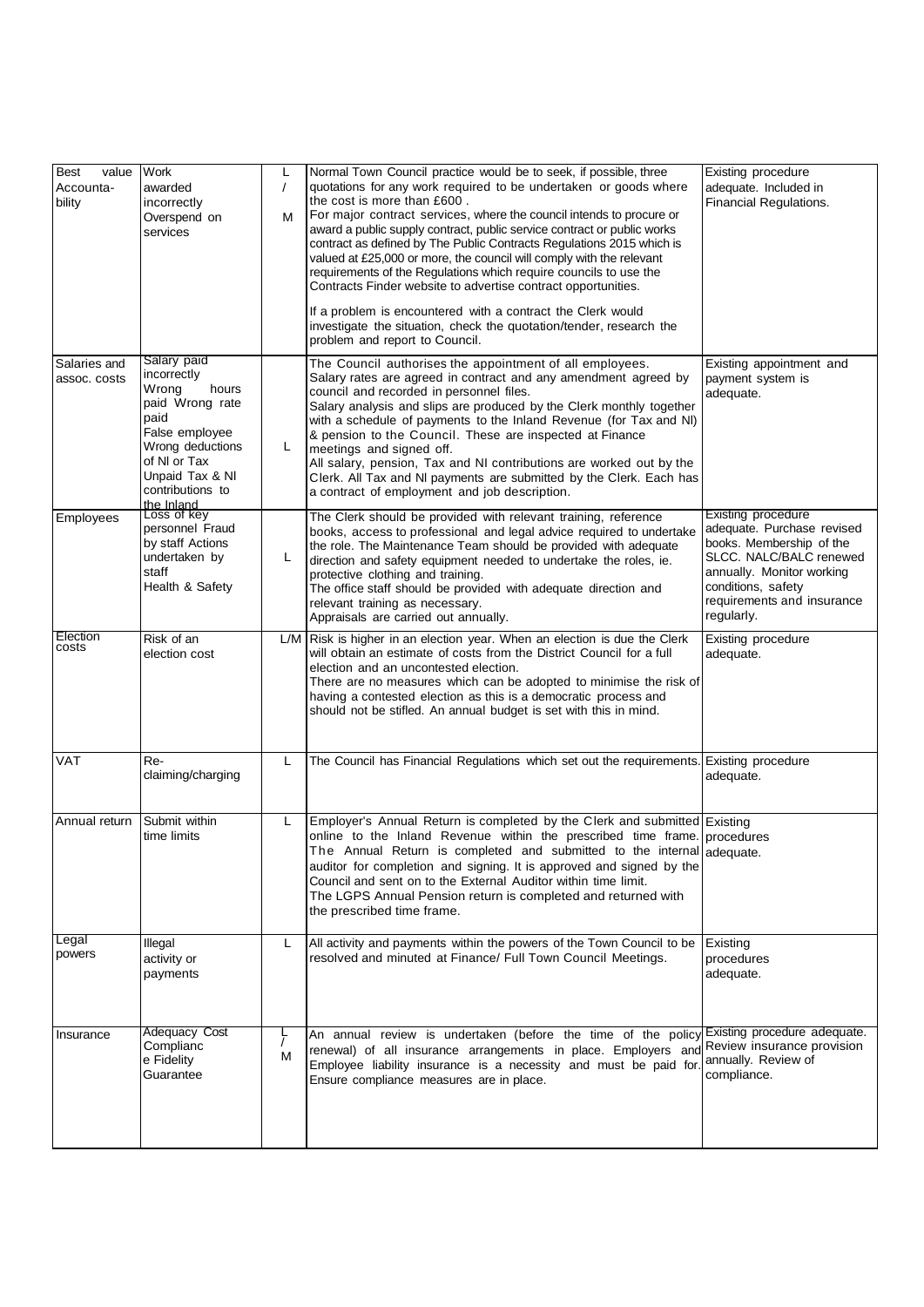| | | | | |
|---|---|---|---|---|
| Best value Accountability | Work awarded incorrectly<br>Overspend on services | L / M | Normal Town Council practice would be to seek, if possible, three quotations for any work required to be undertaken or goods where the cost is more than £600 .<br>For major contract services, where the council intends to procure or award a public supply contract, public service contract or public works contract as defined by The Public Contracts Regulations 2015 which is valued at £25,000 or more, the council will comply with the relevant requirements of the Regulations which require councils to use the Contracts Finder website to advertise contract opportunities.<br>If a problem is encountered with a contract the Clerk would investigate the situation, check the quotation/tender, research the problem and report to Council. | Existing procedure adequate. Included in Financial Regulations. |
| Salaries and assoc. costs | Salary paid incorrectly<br>Wrong hours paid Wrong rate paid<br>False employee<br>Wrong deductions of NI or Tax<br>Unpaid Tax & NI contributions to the Inland | L | The Council authorises the appointment of all employees.<br>Salary rates are agreed in contract and any amendment agreed by council and recorded in personnel files.<br>Salary analysis and slips are produced by the Clerk monthly together with a schedule of payments to the Inland Revenue (for Tax and NI) & pension to the Council. These are inspected at Finance meetings and signed off.<br>All salary, pension, Tax and NI contributions are worked out by the Clerk. All Tax and NI payments are submitted by the Clerk. Each has a contract of employment and job description. | Existing appointment and payment system is adequate. |
| Employees | Loss of key personnel Fraud by staff Actions undertaken by staff<br>Health & Safety | L | The Clerk should be provided with relevant training, reference books, access to professional and legal advice required to undertake the role. The Maintenance Team should be provided with adequate direction and safety equipment needed to undertake the roles, ie. protective clothing and training.<br>The office staff should be provided with adequate direction and relevant training as necessary.<br>Appraisals are carried out annually. | Existing procedure adequate. Purchase revised books. Membership of the SLCC. NALC/BALC renewed annually. Monitor working conditions, safety requirements and insurance regularly. |
| Election costs | Risk of an election cost | L/M | Risk is higher in an election year. When an election is due the Clerk will obtain an estimate of costs from the District Council for a full election and an uncontested election.<br>There are no measures which can be adopted to minimise the risk of having a contested election as this is a democratic process and should not be stifled. An annual budget is set with this in mind. | Existing procedure adequate. |
| VAT | Re-claiming/charging | L | The Council has Financial Regulations which set out the requirements. | Existing procedure adequate. |
| Annual return | Submit within time limits | L | Employer's Annual Return is completed by the Clerk and submitted online to the Inland Revenue within the prescribed time frame. The Annual Return is completed and submitted to the internal auditor for completion and signing. It is approved and signed by the Council and sent on to the External Auditor within time limit.<br>The LGPS Annual Pension return is completed and returned with the prescribed time frame. | Existing procedures adequate. |
| Legal powers | Illegal activity or payments | L | All activity and payments within the powers of the Town Council to be resolved and minuted at Finance/ Full Town Council Meetings. | Existing procedures adequate. |
| Insurance | Adequacy Cost Compliance Fidelity Guarantee | L / M | An annual review is undertaken (before the time of the policy renewal) of all insurance arrangements in place. Employers and Employee liability insurance is a necessity and must be paid for. Ensure compliance measures are in place. | Existing procedure adequate. Review insurance provision annually. Review of compliance. |